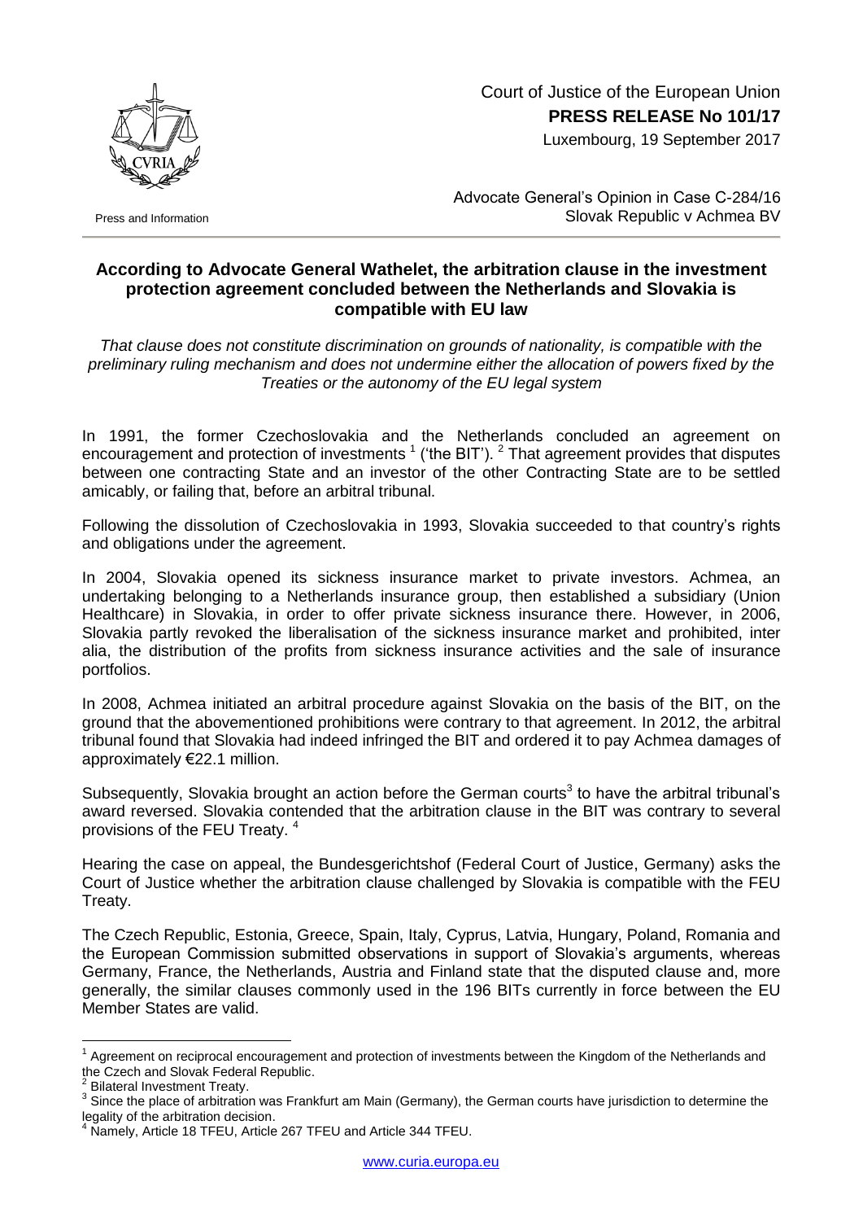Court of Justice of the European Union
**PRESS RELEASE No 101/17**
Luxembourg, 19 September 2017

Press and Information

Advocate General's Opinion in Case C-284/16
Slovak Republic v Achmea BV

## According to Advocate General Wathelet, the arbitration clause in the investment protection agreement concluded between the Netherlands and Slovakia is compatible with EU law

*That clause does not constitute discrimination on grounds of nationality, is compatible with the preliminary ruling mechanism and does not undermine either the allocation of powers fixed by the Treaties or the autonomy of the EU legal system*

In 1991, the former Czechoslovakia and the Netherlands concluded an agreement on encouragement and protection of investments [1] ('the BIT'). [2] That agreement provides that disputes between one contracting State and an investor of the other Contracting State are to be settled amicably, or failing that, before an arbitral tribunal.

Following the dissolution of Czechoslovakia in 1993, Slovakia succeeded to that country's rights and obligations under the agreement.

In 2004, Slovakia opened its sickness insurance market to private investors. Achmea, an undertaking belonging to a Netherlands insurance group, then established a subsidiary (Union Healthcare) in Slovakia, in order to offer private sickness insurance there. However, in 2006, Slovakia partly revoked the liberalisation of the sickness insurance market and prohibited, inter alia, the distribution of the profits from sickness insurance activities and the sale of insurance portfolios.

In 2008, Achmea initiated an arbitral procedure against Slovakia on the basis of the BIT, on the ground that the abovementioned prohibitions were contrary to that agreement. In 2012, the arbitral tribunal found that Slovakia had indeed infringed the BIT and ordered it to pay Achmea damages of approximately €22.1 million.

Subsequently, Slovakia brought an action before the German courts[3] to have the arbitral tribunal's award reversed. Slovakia contended that the arbitration clause in the BIT was contrary to several provisions of the FEU Treaty. [4]

Hearing the case on appeal, the Bundesgerichtshof (Federal Court of Justice, Germany) asks the Court of Justice whether the arbitration clause challenged by Slovakia is compatible with the FEU Treaty.

The Czech Republic, Estonia, Greece, Spain, Italy, Cyprus, Latvia, Hungary, Poland, Romania and the European Commission submitted observations in support of Slovakia's arguments, whereas Germany, France, the Netherlands, Austria and Finland state that the disputed clause and, more generally, the similar clauses commonly used in the 196 BITs currently in force between the EU Member States are valid.

[1] Agreement on reciprocal encouragement and protection of investments between the Kingdom of the Netherlands and the Czech and Slovak Federal Republic.
[2] Bilateral Investment Treaty.
[3] Since the place of arbitration was Frankfurt am Main (Germany), the German courts have jurisdiction to determine the legality of the arbitration decision.
[4] Namely, Article 18 TFEU, Article 267 TFEU and Article 344 TFEU.

www.curia.europa.eu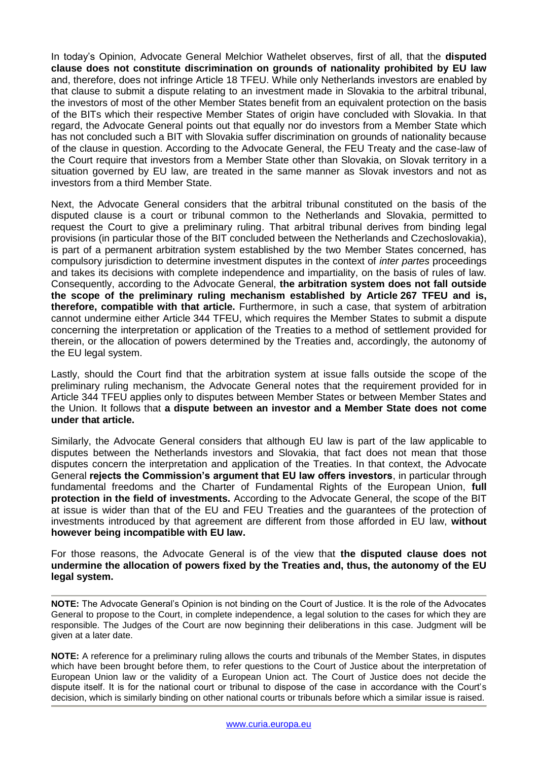In today's Opinion, Advocate General Melchior Wathelet observes, first of all, that the **disputed clause does not constitute discrimination on grounds of nationality prohibited by EU law** and, therefore, does not infringe Article 18 TFEU. While only Netherlands investors are enabled by that clause to submit a dispute relating to an investment made in Slovakia to the arbitral tribunal, the investors of most of the other Member States benefit from an equivalent protection on the basis of the BITs which their respective Member States of origin have concluded with Slovakia. In that regard, the Advocate General points out that equally nor do investors from a Member State which has not concluded such a BIT with Slovakia suffer discrimination on grounds of nationality because of the clause in question. According to the Advocate General, the FEU Treaty and the case-law of the Court require that investors from a Member State other than Slovakia, on Slovak territory in a situation governed by EU law, are treated in the same manner as Slovak investors and not as investors from a third Member State.

Next, the Advocate General considers that the arbitral tribunal constituted on the basis of the disputed clause is a court or tribunal common to the Netherlands and Slovakia, permitted to request the Court to give a preliminary ruling. That arbitral tribunal derives from binding legal provisions (in particular those of the BIT concluded between the Netherlands and Czechoslovakia), is part of a permanent arbitration system established by the two Member States concerned, has compulsory jurisdiction to determine investment disputes in the context of *inter partes* proceedings and takes its decisions with complete independence and impartiality, on the basis of rules of law. Consequently, according to the Advocate General, **the arbitration system does not fall outside the scope of the preliminary ruling mechanism established by Article 267 TFEU and is, therefore, compatible with that article.** Furthermore, in such a case, that system of arbitration cannot undermine either Article 344 TFEU, which requires the Member States to submit a dispute concerning the interpretation or application of the Treaties to a method of settlement provided for therein, or the allocation of powers determined by the Treaties and, accordingly, the autonomy of the EU legal system.

Lastly, should the Court find that the arbitration system at issue falls outside the scope of the preliminary ruling mechanism, the Advocate General notes that the requirement provided for in Article 344 TFEU applies only to disputes between Member States or between Member States and the Union. It follows that **a dispute between an investor and a Member State does not come under that article.**

Similarly, the Advocate General considers that although EU law is part of the law applicable to disputes between the Netherlands investors and Slovakia, that fact does not mean that those disputes concern the interpretation and application of the Treaties. In that context, the Advocate General **rejects the Commission's argument that EU law offers investors**, in particular through fundamental freedoms and the Charter of Fundamental Rights of the European Union, **full protection in the field of investments.** According to the Advocate General, the scope of the BIT at issue is wider than that of the EU and FEU Treaties and the guarantees of the protection of investments introduced by that agreement are different from those afforded in EU law, **without however being incompatible with EU law.**

For those reasons, the Advocate General is of the view that **the disputed clause does not undermine the allocation of powers fixed by the Treaties and, thus, the autonomy of the EU legal system.**

---

**NOTE:** The Advocate General's Opinion is not binding on the Court of Justice. It is the role of the Advocates General to propose to the Court, in complete independence, a legal solution to the cases for which they are responsible. The Judges of the Court are now beginning their deliberations in this case. Judgment will be given at a later date.

**NOTE:** A reference for a preliminary ruling allows the courts and tribunals of the Member States, in disputes which have been brought before them, to refer questions to the Court of Justice about the interpretation of European Union law or the validity of a European Union act. The Court of Justice does not decide the dispute itself. It is for the national court or tribunal to dispose of the case in accordance with the Court's decision, which is similarly binding on other national courts or tribunals before which a similar issue is raised.

---

www.curia.europa.eu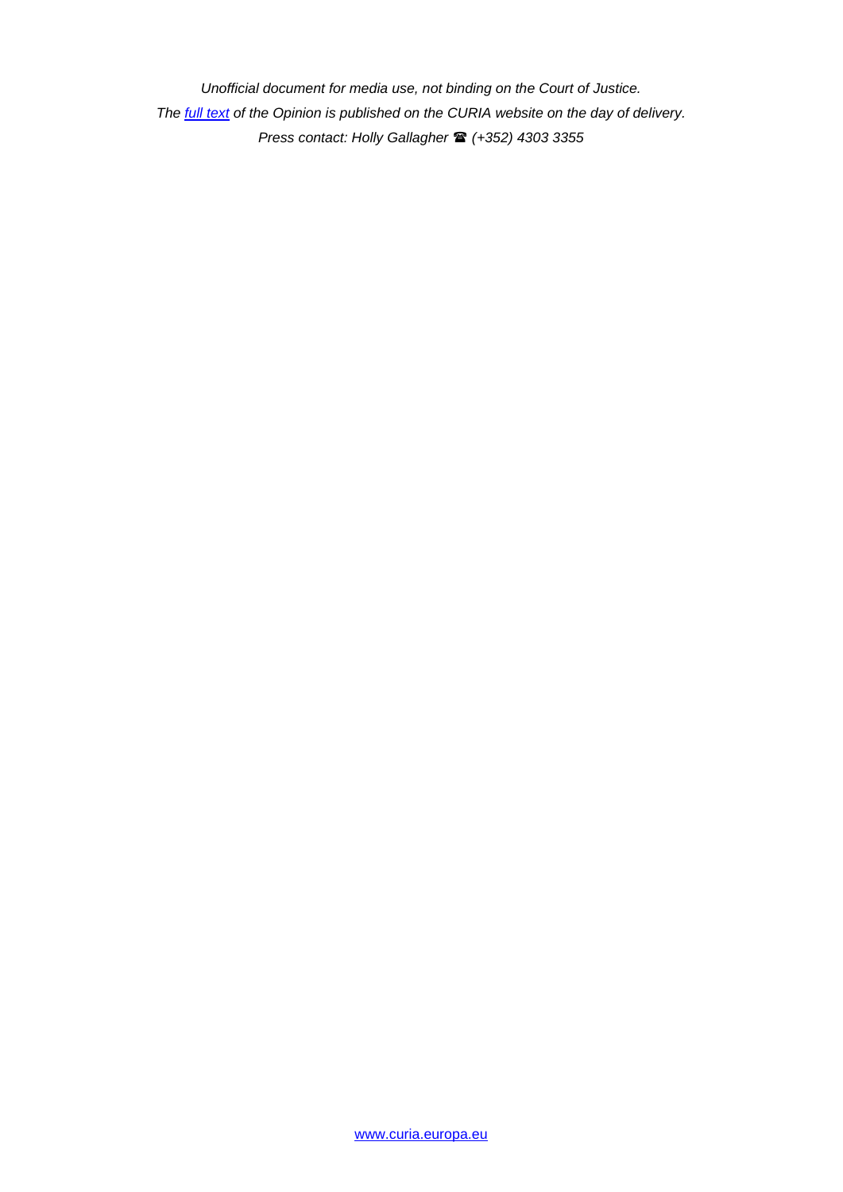*Unofficial document for media use, not binding on the Court of Justice.*
*The [full text](#) of the Opinion is published on the CURIA website on the day of delivery.*
*Press contact: Holly Gallagher ☎ (+352) 4303 3355*

[www.curia.europa.eu](http://www.curia.europa.eu)